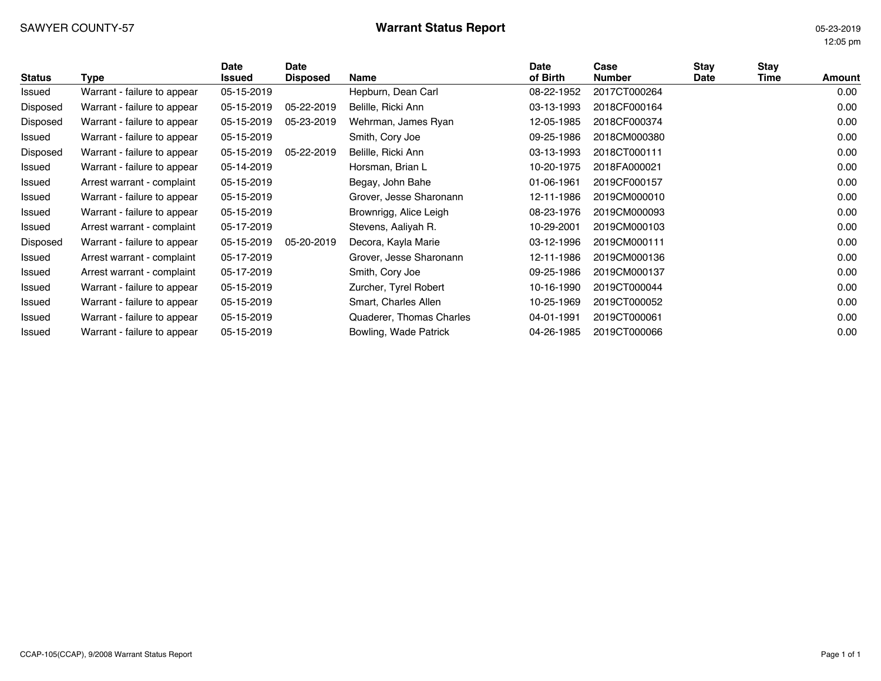SAWYER COUNTY-57

# Warrant Status Report

05-23-2019
12:05 pm

| Status | Type | Date Issued | Date Disposed | Name | Date of Birth | Case Number | Stay Date | Stay Time | Amount |
|---|---|---|---|---|---|---|---|---|---|
| Issued | Warrant - failure to appear | 05-15-2019 | | Hepburn, Dean Carl | 08-22-1952 | 2017CT000264 | | | 0.00 |
| Disposed | Warrant - failure to appear | 05-15-2019 | 05-22-2019 | Belille, Ricki Ann | 03-13-1993 | 2018CF000164 | | | 0.00 |
| Disposed | Warrant - failure to appear | 05-15-2019 | 05-23-2019 | Wehrman, James Ryan | 12-05-1985 | 2018CF000374 | | | 0.00 |
| Issued | Warrant - failure to appear | 05-15-2019 | | Smith, Cory Joe | 09-25-1986 | 2018CM000380 | | | 0.00 |
| Disposed | Warrant - failure to appear | 05-15-2019 | 05-22-2019 | Belille, Ricki Ann | 03-13-1993 | 2018CT000111 | | | 0.00 |
| Issued | Warrant - failure to appear | 05-14-2019 | | Horsman, Brian L | 10-20-1975 | 2018FA000021 | | | 0.00 |
| Issued | Arrest warrant - complaint | 05-15-2019 | | Begay, John Bahe | 01-06-1961 | 2019CF000157 | | | 0.00 |
| Issued | Warrant - failure to appear | 05-15-2019 | | Grover, Jesse Sharonann | 12-11-1986 | 2019CM000010 | | | 0.00 |
| Issued | Warrant - failure to appear | 05-15-2019 | | Brownrigg, Alice Leigh | 08-23-1976 | 2019CM000093 | | | 0.00 |
| Issued | Arrest warrant - complaint | 05-17-2019 | | Stevens, Aaliyah R. | 10-29-2001 | 2019CM000103 | | | 0.00 |
| Disposed | Warrant - failure to appear | 05-15-2019 | 05-20-2019 | Decora, Kayla Marie | 03-12-1996 | 2019CM000111 | | | 0.00 |
| Issued | Arrest warrant - complaint | 05-17-2019 | | Grover, Jesse Sharonann | 12-11-1986 | 2019CM000136 | | | 0.00 |
| Issued | Arrest warrant - complaint | 05-17-2019 | | Smith, Cory Joe | 09-25-1986 | 2019CM000137 | | | 0.00 |
| Issued | Warrant - failure to appear | 05-15-2019 | | Zurcher, Tyrel Robert | 10-16-1990 | 2019CT000044 | | | 0.00 |
| Issued | Warrant - failure to appear | 05-15-2019 | | Smart, Charles Allen | 10-25-1969 | 2019CT000052 | | | 0.00 |
| Issued | Warrant - failure to appear | 05-15-2019 | | Quaderer, Thomas Charles | 04-01-1991 | 2019CT000061 | | | 0.00 |
| Issued | Warrant - failure to appear | 05-15-2019 | | Bowling, Wade Patrick | 04-26-1985 | 2019CT000066 | | | 0.00 |

CCAP-105(CCAP), 9/2008 Warrant Status Report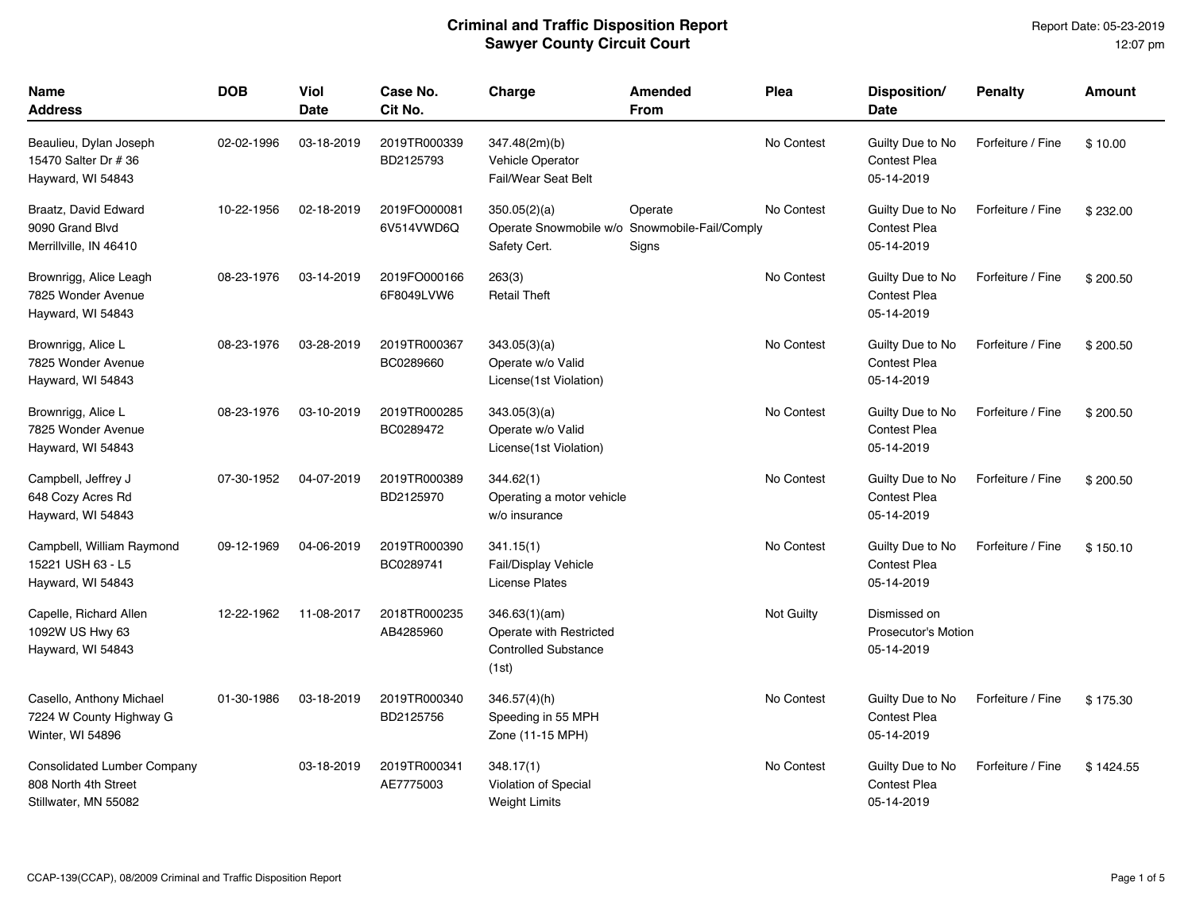# Criminal and Traffic Disposition Report
## Sawyer County Circuit Court

Report Date: 05-23-2019
12:07 pm

| Name<br>Address | DOB | Viol<br>Date | Case No.<br>Cit No. | Charge | Amended<br>From | Plea | Disposition/<br>Date | Penalty | Amount |
|---|---|---|---|---|---|---|---|---|---|
| Beaulieu, Dylan Joseph<br>15470 Salter Dr # 36<br>Hayward, WI 54843 | 02-02-1996 | 03-18-2019 | 2019TR000339<br>BD2125793 | 347.48(2m)(b)<br>Vehicle Operator Fail/Wear Seat Belt | | No Contest | Guilty Due to No Contest Plea<br>05-14-2019 | Forfeiture / Fine | $ 10.00 |
| Braatz, David Edward<br>9090 Grand Blvd<br>Merrillville, IN 46410 | 10-22-1956 | 02-18-2019 | 2019FO000081<br>6V514VWD6Q | 350.05(2)(a)<br>Operate Snowmobile w/o Safety Cert. | Operate Snowmobile-Fail/Comply Signs | No Contest | Guilty Due to No Contest Plea<br>05-14-2019 | Forfeiture / Fine | $ 232.00 |
| Brownrigg, Alice Leagh<br>7825 Wonder Avenue<br>Hayward, WI 54843 | 08-23-1976 | 03-14-2019 | 2019FO000166<br>6F8049LVW6 | 263(3)<br>Retail Theft | | No Contest | Guilty Due to No Contest Plea<br>05-14-2019 | Forfeiture / Fine | $ 200.50 |
| Brownrigg, Alice L<br>7825 Wonder Avenue<br>Hayward, WI 54843 | 08-23-1976 | 03-28-2019 | 2019TR000367<br>BC0289660 | 343.05(3)(a)<br>Operate w/o Valid License(1st Violation) | | No Contest | Guilty Due to No Contest Plea<br>05-14-2019 | Forfeiture / Fine | $ 200.50 |
| Brownrigg, Alice L<br>7825 Wonder Avenue<br>Hayward, WI 54843 | 08-23-1976 | 03-10-2019 | 2019TR000285<br>BC0289472 | 343.05(3)(a)<br>Operate w/o Valid License(1st Violation) | | No Contest | Guilty Due to No Contest Plea<br>05-14-2019 | Forfeiture / Fine | $ 200.50 |
| Campbell, Jeffrey J<br>648 Cozy Acres Rd<br>Hayward, WI 54843 | 07-30-1952 | 04-07-2019 | 2019TR000389<br>BD2125970 | 344.62(1)<br>Operating a motor vehicle w/o insurance | | No Contest | Guilty Due to No Contest Plea<br>05-14-2019 | Forfeiture / Fine | $ 200.50 |
| Campbell, William Raymond<br>15221 USH 63 - L5<br>Hayward, WI 54843 | 09-12-1969 | 04-06-2019 | 2019TR000390<br>BC0289741 | 341.15(1)<br>Fail/Display Vehicle License Plates | | No Contest | Guilty Due to No Contest Plea<br>05-14-2019 | Forfeiture / Fine | $ 150.10 |
| Capelle, Richard Allen<br>1092W US Hwy 63<br>Hayward, WI 54843 | 12-22-1962 | 11-08-2017 | 2018TR000235<br>AB4285960 | 346.63(1)(am)<br>Operate with Restricted Controlled Substance (1st) | | Not Guilty | Dismissed on Prosecutor's Motion<br>05-14-2019 | | |
| Casello, Anthony Michael<br>7224 W County Highway G<br>Winter, WI 54896 | 01-30-1986 | 03-18-2019 | 2019TR000340<br>BD2125756 | 346.57(4)(h)<br>Speeding in 55 MPH Zone (11-15 MPH) | | No Contest | Guilty Due to No Contest Plea<br>05-14-2019 | Forfeiture / Fine | $ 175.30 |
| Consolidated Lumber Company<br>808 North 4th Street<br>Stillwater, MN 55082 | | 03-18-2019 | 2019TR000341<br>AE7775003 | 348.17(1)<br>Violation of Special Weight Limits | | No Contest | Guilty Due to No Contest Plea<br>05-14-2019 | Forfeiture / Fine | $ 1424.55 |

CCAP-139(CCAP), 08/2009 Criminal and Traffic Disposition Report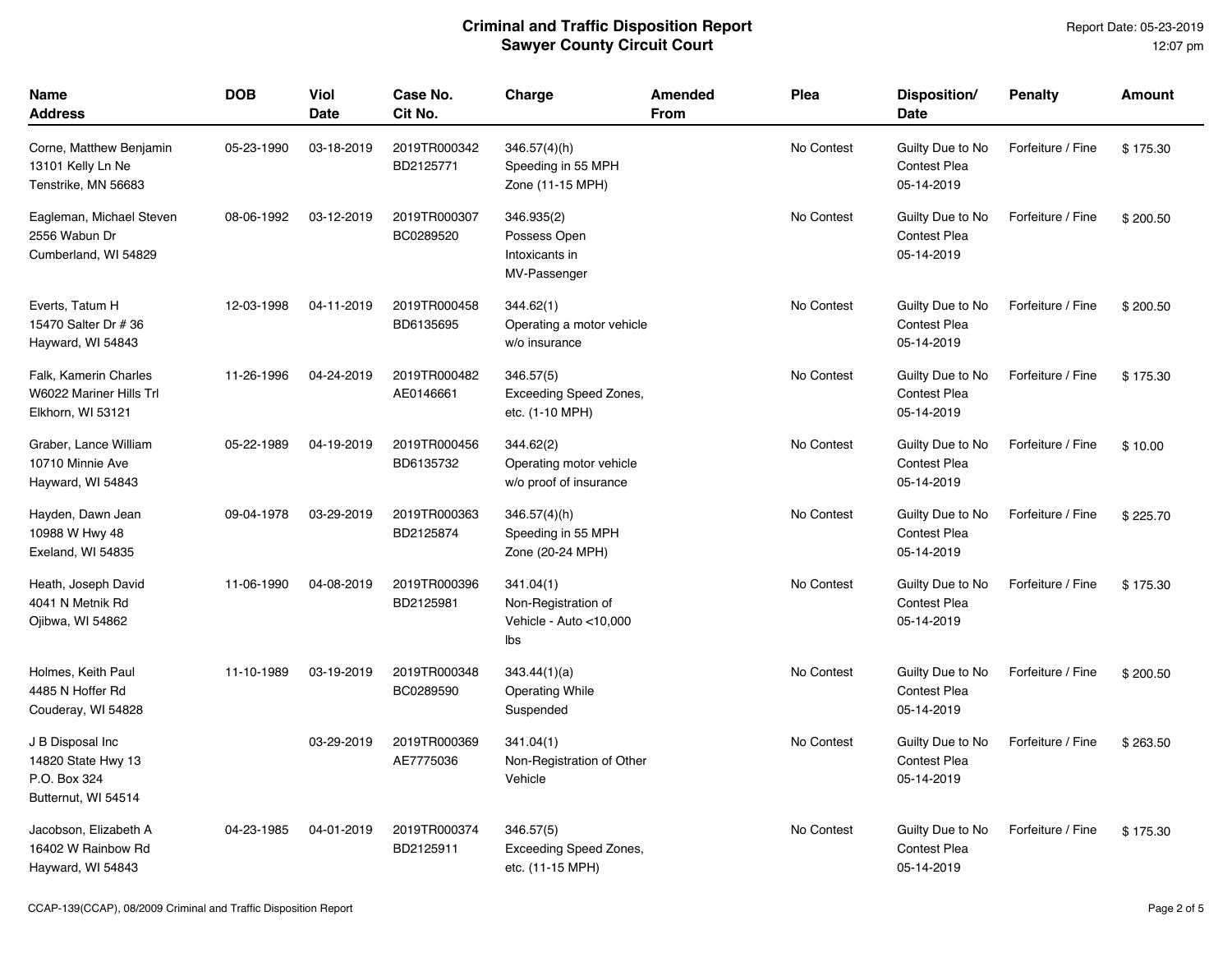# Criminal and Traffic Disposition Report
## Sawyer County Circuit Court

Report Date: 05-23-2019
12:07 pm

| Name<br>Address | DOB | Viol<br>Date | Case No.<br>Cit No. | Charge | Amended<br>From | Plea | Disposition/<br>Date | Penalty | Amount |
|---|---|---|---|---|---|---|---|---|---|
| Corne, Matthew Benjamin<br>13101 Kelly Ln Ne<br>Tenstrike, MN 56683 | 05-23-1990 | 03-18-2019 | 2019TR000342<br>BD2125771 | 346.57(4)(h)<br>Speeding in 55 MPH Zone (11-15 MPH) | | No Contest | Guilty Due to No Contest Plea<br>05-14-2019 | Forfeiture / Fine | $ 175.30 |
| Eagleman, Michael Steven<br>2556 Wabun Dr<br>Cumberland, WI 54829 | 08-06-1992 | 03-12-2019 | 2019TR000307<br>BC0289520 | 346.935(2)<br>Possess Open Intoxicants in MV-Passenger | | No Contest | Guilty Due to No Contest Plea<br>05-14-2019 | Forfeiture / Fine | $ 200.50 |
| Everts, Tatum H<br>15470 Salter Dr # 36<br>Hayward, WI 54843 | 12-03-1998 | 04-11-2019 | 2019TR000458<br>BD6135695 | 344.62(1)<br>Operating a motor vehicle w/o insurance | | No Contest | Guilty Due to No Contest Plea<br>05-14-2019 | Forfeiture / Fine | $ 200.50 |
| Falk, Kamerin Charles<br>W6022 Mariner Hills Trl<br>Elkhorn, WI 53121 | 11-26-1996 | 04-24-2019 | 2019TR000482<br>AE0146661 | 346.57(5)<br>Exceeding Speed Zones, etc. (1-10 MPH) | | No Contest | Guilty Due to No Contest Plea<br>05-14-2019 | Forfeiture / Fine | $ 175.30 |
| Graber, Lance William<br>10710 Minnie Ave<br>Hayward, WI 54843 | 05-22-1989 | 04-19-2019 | 2019TR000456<br>BD6135732 | 344.62(2)<br>Operating motor vehicle w/o proof of insurance | | No Contest | Guilty Due to No Contest Plea<br>05-14-2019 | Forfeiture / Fine | $ 10.00 |
| Hayden, Dawn Jean<br>10988 W Hwy 48<br>Exeland, WI 54835 | 09-04-1978 | 03-29-2019 | 2019TR000363<br>BD2125874 | 346.57(4)(h)<br>Speeding in 55 MPH Zone (20-24 MPH) | | No Contest | Guilty Due to No Contest Plea<br>05-14-2019 | Forfeiture / Fine | $ 225.70 |
| Heath, Joseph David<br>4041 N Metnik Rd<br>Ojibwa, WI 54862 | 11-06-1990 | 04-08-2019 | 2019TR000396<br>BD2125981 | 341.04(1)<br>Non-Registration of Vehicle - Auto <10,000 lbs | | No Contest | Guilty Due to No Contest Plea<br>05-14-2019 | Forfeiture / Fine | $ 175.30 |
| Holmes, Keith Paul<br>4485 N Hoffer Rd<br>Couderay, WI 54828 | 11-10-1989 | 03-19-2019 | 2019TR000348<br>BC0289590 | 343.44(1)(a)<br>Operating While Suspended | | No Contest | Guilty Due to No Contest Plea<br>05-14-2019 | Forfeiture / Fine | $ 200.50 |
| J B Disposal Inc<br>14820 State Hwy 13<br>P.O. Box 324<br>Butternut, WI 54514 | | 03-29-2019 | 2019TR000369<br>AE7775036 | 341.04(1)<br>Non-Registration of Other Vehicle | | No Contest | Guilty Due to No Contest Plea<br>05-14-2019 | Forfeiture / Fine | $ 263.50 |
| Jacobson, Elizabeth A<br>16402 W Rainbow Rd<br>Hayward, WI 54843 | 04-23-1985 | 04-01-2019 | 2019TR000374<br>BD2125911 | 346.57(5)<br>Exceeding Speed Zones, etc. (11-15 MPH) | | No Contest | Guilty Due to No Contest Plea<br>05-14-2019 | Forfeiture / Fine | $ 175.30 |

CCAP-139(CCAP), 08/2009 Criminal and Traffic Disposition Report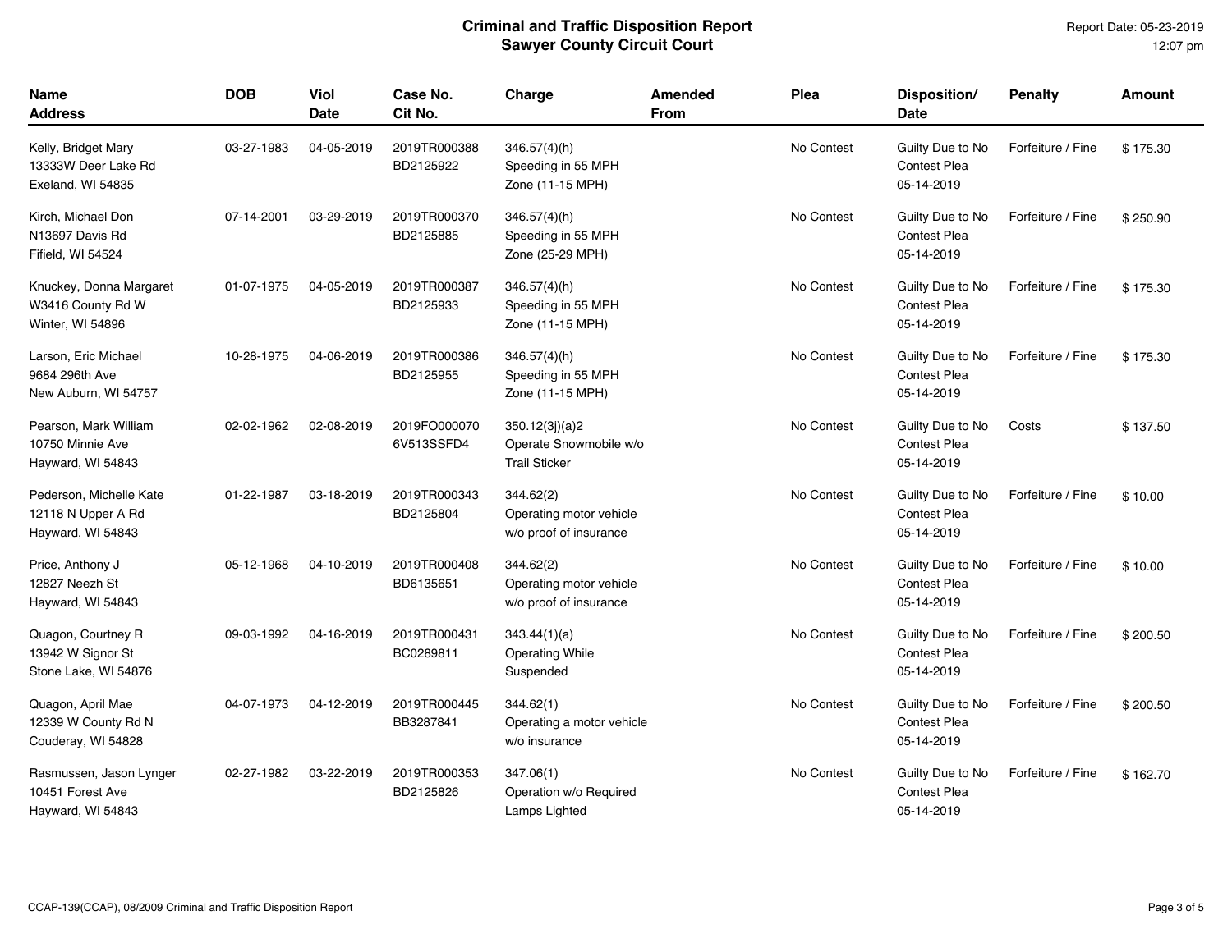# Criminal and Traffic Disposition Report
## Sawyer County Circuit Court

Report Date: 05-23-2019
12:07 pm

| Name<br>Address | DOB | Viol Date | Case No.<br>Cit No. | Charge | Amended From | Plea | Disposition/ Date | Penalty | Amount |
|---|---|---|---|---|---|---|---|---|---|
| Kelly, Bridget Mary<br>13333W Deer Lake Rd<br>Exeland, WI 54835 | 03-27-1983 | 04-05-2019 | 2019TR000388<br>BD2125922 | 346.57(4)(h)<br>Speeding in 55 MPH Zone (11-15 MPH) | | No Contest | Guilty Due to No Contest Plea<br>05-14-2019 | Forfeiture / Fine | $ 175.30 |
| Kirch, Michael Don<br>N13697 Davis Rd<br>Fifield, WI 54524 | 07-14-2001 | 03-29-2019 | 2019TR000370<br>BD2125885 | 346.57(4)(h)<br>Speeding in 55 MPH Zone (25-29 MPH) | | No Contest | Guilty Due to No Contest Plea<br>05-14-2019 | Forfeiture / Fine | $ 250.90 |
| Knuckey, Donna Margaret<br>W3416 County Rd W<br>Winter, WI 54896 | 01-07-1975 | 04-05-2019 | 2019TR000387<br>BD2125933 | 346.57(4)(h)<br>Speeding in 55 MPH Zone (11-15 MPH) | | No Contest | Guilty Due to No Contest Plea<br>05-14-2019 | Forfeiture / Fine | $ 175.30 |
| Larson, Eric Michael<br>9684 296th Ave<br>New Auburn, WI 54757 | 10-28-1975 | 04-06-2019 | 2019TR000386<br>BD2125955 | 346.57(4)(h)<br>Speeding in 55 MPH Zone (11-15 MPH) | | No Contest | Guilty Due to No Contest Plea<br>05-14-2019 | Forfeiture / Fine | $ 175.30 |
| Pearson, Mark William<br>10750 Minnie Ave<br>Hayward, WI 54843 | 02-02-1962 | 02-08-2019 | 2019FO000070<br>6V513SSFD4 | 350.12(3j)(a)2<br>Operate Snowmobile w/o Trail Sticker | | No Contest | Guilty Due to No Contest Plea<br>05-14-2019 | Costs | $ 137.50 |
| Pederson, Michelle Kate<br>12118 N Upper A Rd<br>Hayward, WI 54843 | 01-22-1987 | 03-18-2019 | 2019TR000343<br>BD2125804 | 344.62(2)<br>Operating motor vehicle w/o proof of insurance | | No Contest | Guilty Due to No Contest Plea<br>05-14-2019 | Forfeiture / Fine | $ 10.00 |
| Price, Anthony J<br>12827 Neezh St<br>Hayward, WI 54843 | 05-12-1968 | 04-10-2019 | 2019TR000408<br>BD6135651 | 344.62(2)<br>Operating motor vehicle w/o proof of insurance | | No Contest | Guilty Due to No Contest Plea<br>05-14-2019 | Forfeiture / Fine | $ 10.00 |
| Quagon, Courtney R<br>13942 W Signor St<br>Stone Lake, WI 54876 | 09-03-1992 | 04-16-2019 | 2019TR000431<br>BC0289811 | 343.44(1)(a)<br>Operating While Suspended | | No Contest | Guilty Due to No Contest Plea<br>05-14-2019 | Forfeiture / Fine | $ 200.50 |
| Quagon, April Mae<br>12339 W County Rd N<br>Couderay, WI 54828 | 04-07-1973 | 04-12-2019 | 2019TR000445<br>BB3287841 | 344.62(1)<br>Operating a motor vehicle w/o insurance | | No Contest | Guilty Due to No Contest Plea<br>05-14-2019 | Forfeiture / Fine | $ 200.50 |
| Rasmussen, Jason Lynger<br>10451 Forest Ave<br>Hayward, WI 54843 | 02-27-1982 | 03-22-2019 | 2019TR000353<br>BD2125826 | 347.06(1)<br>Operation w/o Required Lamps Lighted | | No Contest | Guilty Due to No Contest Plea<br>05-14-2019 | Forfeiture / Fine | $ 162.70 |

CCAP-139(CCAP), 08/2009 Criminal and Traffic Disposition Report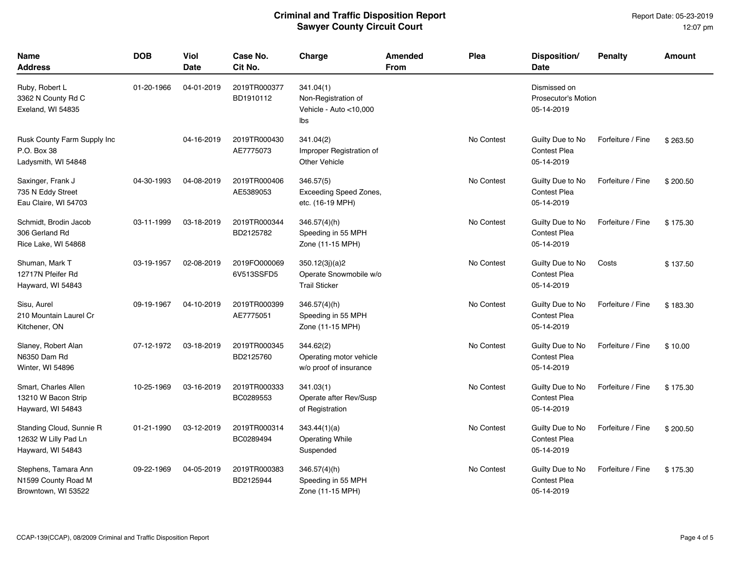# Criminal and Traffic Disposition Report
## Sawyer County Circuit Court

Report Date: 05-23-2019
12:07 pm

| Name<br>Address | DOB | Viol Date | Case No.<br>Cit No. | Charge | Amended From | Plea | Disposition/<br>Date | Penalty | Amount |
|---|---|---|---|---|---|---|---|---|---|
| Ruby, Robert L<br>3362 N County Rd C<br>Exeland, WI 54835 | 01-20-1966 | 04-01-2019 | 2019TR000377<br>BD1910112 | 341.04(1)<br>Non-Registration of Vehicle - Auto <10,000 lbs | | | Dismissed on Prosecutor's Motion<br>05-14-2019 | | |
| Rusk County Farm Supply Inc<br>P.O. Box 38<br>Ladysmith, WI 54848 | | 04-16-2019 | 2019TR000430<br>AE7775073 | 341.04(2)<br>Improper Registration of Other Vehicle | | No Contest | Guilty Due to No Contest Plea<br>05-14-2019 | Forfeiture / Fine | $ 263.50 |
| Saxinger, Frank J<br>735 N Eddy Street<br>Eau Claire, WI 54703 | 04-30-1993 | 04-08-2019 | 2019TR000406<br>AE5389053 | 346.57(5)<br>Exceeding Speed Zones, etc. (16-19 MPH) | | No Contest | Guilty Due to No Contest Plea<br>05-14-2019 | Forfeiture / Fine | $ 200.50 |
| Schmidt, Brodin Jacob<br>306 Gerland Rd<br>Rice Lake, WI 54868 | 03-11-1999 | 03-18-2019 | 2019TR000344<br>BD2125782 | 346.57(4)(h)<br>Speeding in 55 MPH Zone (11-15 MPH) | | No Contest | Guilty Due to No Contest Plea<br>05-14-2019 | Forfeiture / Fine | $ 175.30 |
| Shuman, Mark T<br>12717N Pfeifer Rd<br>Hayward, WI 54843 | 03-19-1957 | 02-08-2019 | 2019FO000069<br>6V513SSFD5 | 350.12(3j)(a)2<br>Operate Snowmobile w/o Trail Sticker | | No Contest | Guilty Due to No Contest Plea<br>05-14-2019 | Costs | $ 137.50 |
| Sisu, Aurel<br>210 Mountain Laurel Cr<br>Kitchener, ON | 09-19-1967 | 04-10-2019 | 2019TR000399<br>AE7775051 | 346.57(4)(h)<br>Speeding in 55 MPH Zone (11-15 MPH) | | No Contest | Guilty Due to No Contest Plea<br>05-14-2019 | Forfeiture / Fine | $ 183.30 |
| Slaney, Robert Alan<br>N6350 Dam Rd<br>Winter, WI 54896 | 07-12-1972 | 03-18-2019 | 2019TR000345<br>BD2125760 | 344.62(2)<br>Operating motor vehicle w/o proof of insurance | | No Contest | Guilty Due to No Contest Plea<br>05-14-2019 | Forfeiture / Fine | $ 10.00 |
| Smart, Charles Allen<br>13210 W Bacon Strip<br>Hayward, WI 54843 | 10-25-1969 | 03-16-2019 | 2019TR000333<br>BC0289553 | 341.03(1)<br>Operate after Rev/Susp of Registration | | No Contest | Guilty Due to No Contest Plea<br>05-14-2019 | Forfeiture / Fine | $ 175.30 |
| Standing Cloud, Sunnie R<br>12632 W Lilly Pad Ln<br>Hayward, WI 54843 | 01-21-1990 | 03-12-2019 | 2019TR000314<br>BC0289494 | 343.44(1)(a)<br>Operating While Suspended | | No Contest | Guilty Due to No Contest Plea<br>05-14-2019 | Forfeiture / Fine | $ 200.50 |
| Stephens, Tamara Ann<br>N1599 County Road M<br>Browntown, WI 53522 | 09-22-1969 | 04-05-2019 | 2019TR000383<br>BD2125944 | 346.57(4)(h)<br>Speeding in 55 MPH Zone (11-15 MPH) | | No Contest | Guilty Due to No Contest Plea<br>05-14-2019 | Forfeiture / Fine | $ 175.30 |

CCAP-139(CCAP), 08/2009 Criminal and Traffic Disposition Report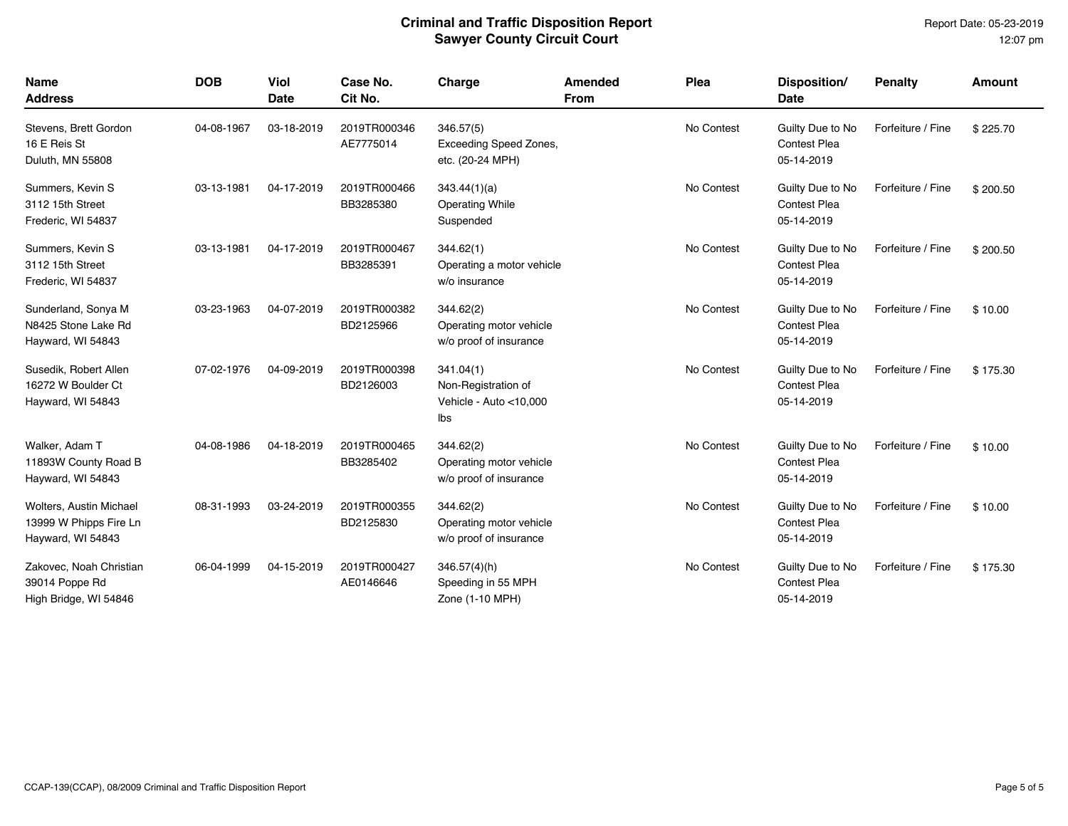# Criminal and Traffic Disposition Report
## Sawyer County Circuit Court

Report Date: 05-23-2019
12:07 pm

| Name<br>Address | DOB | Viol<br>Date | Case No.<br>Cit No. | Charge | Amended<br>From | Plea | Disposition/<br>Date | Penalty | Amount |
|---|---|---|---|---|---|---|---|---|---|
| Stevens, Brett Gordon<br>16 E Reis St<br>Duluth, MN 55808 | 04-08-1967 | 03-18-2019 | 2019TR000346<br>AE7775014 | 346.57(5)<br>Exceeding Speed Zones, etc. (20-24 MPH) | | No Contest | Guilty Due to No Contest Plea<br>05-14-2019 | Forfeiture / Fine | $ 225.70 |
| Summers, Kevin S<br>3112 15th Street<br>Frederic, WI 54837 | 03-13-1981 | 04-17-2019 | 2019TR000466<br>BB3285380 | 343.44(1)(a)<br>Operating While Suspended | | No Contest | Guilty Due to No Contest Plea<br>05-14-2019 | Forfeiture / Fine | $ 200.50 |
| Summers, Kevin S<br>3112 15th Street<br>Frederic, WI 54837 | 03-13-1981 | 04-17-2019 | 2019TR000467<br>BB3285391 | 344.62(1)<br>Operating a motor vehicle w/o insurance | | No Contest | Guilty Due to No Contest Plea<br>05-14-2019 | Forfeiture / Fine | $ 200.50 |
| Sunderland, Sonya M<br>N8425 Stone Lake Rd<br>Hayward, WI 54843 | 03-23-1963 | 04-07-2019 | 2019TR000382<br>BD2125966 | 344.62(2)<br>Operating motor vehicle w/o proof of insurance | | No Contest | Guilty Due to No Contest Plea<br>05-14-2019 | Forfeiture / Fine | $ 10.00 |
| Susedik, Robert Allen<br>16272 W Boulder Ct<br>Hayward, WI 54843 | 07-02-1976 | 04-09-2019 | 2019TR000398<br>BD2126003 | 341.04(1)<br>Non-Registration of Vehicle - Auto <10,000 lbs | | No Contest | Guilty Due to No Contest Plea<br>05-14-2019 | Forfeiture / Fine | $ 175.30 |
| Walker, Adam T<br>11893W County Road B<br>Hayward, WI 54843 | 04-08-1986 | 04-18-2019 | 2019TR000465<br>BB3285402 | 344.62(2)<br>Operating motor vehicle w/o proof of insurance | | No Contest | Guilty Due to No Contest Plea<br>05-14-2019 | Forfeiture / Fine | $ 10.00 |
| Wolters, Austin Michael<br>13999 W Phipps Fire Ln<br>Hayward, WI 54843 | 08-31-1993 | 03-24-2019 | 2019TR000355<br>BD2125830 | 344.62(2)<br>Operating motor vehicle w/o proof of insurance | | No Contest | Guilty Due to No Contest Plea<br>05-14-2019 | Forfeiture / Fine | $ 10.00 |
| Zakovec, Noah Christian<br>39014 Poppe Rd<br>High Bridge, WI 54846 | 06-04-1999 | 04-15-2019 | 2019TR000427<br>AE0146646 | 346.57(4)(h)<br>Speeding in 55 MPH Zone (1-10 MPH) | | No Contest | Guilty Due to No Contest Plea<br>05-14-2019 | Forfeiture / Fine | $ 175.30 |

CCAP-139(CCAP), 08/2009 Criminal and Traffic Disposition Report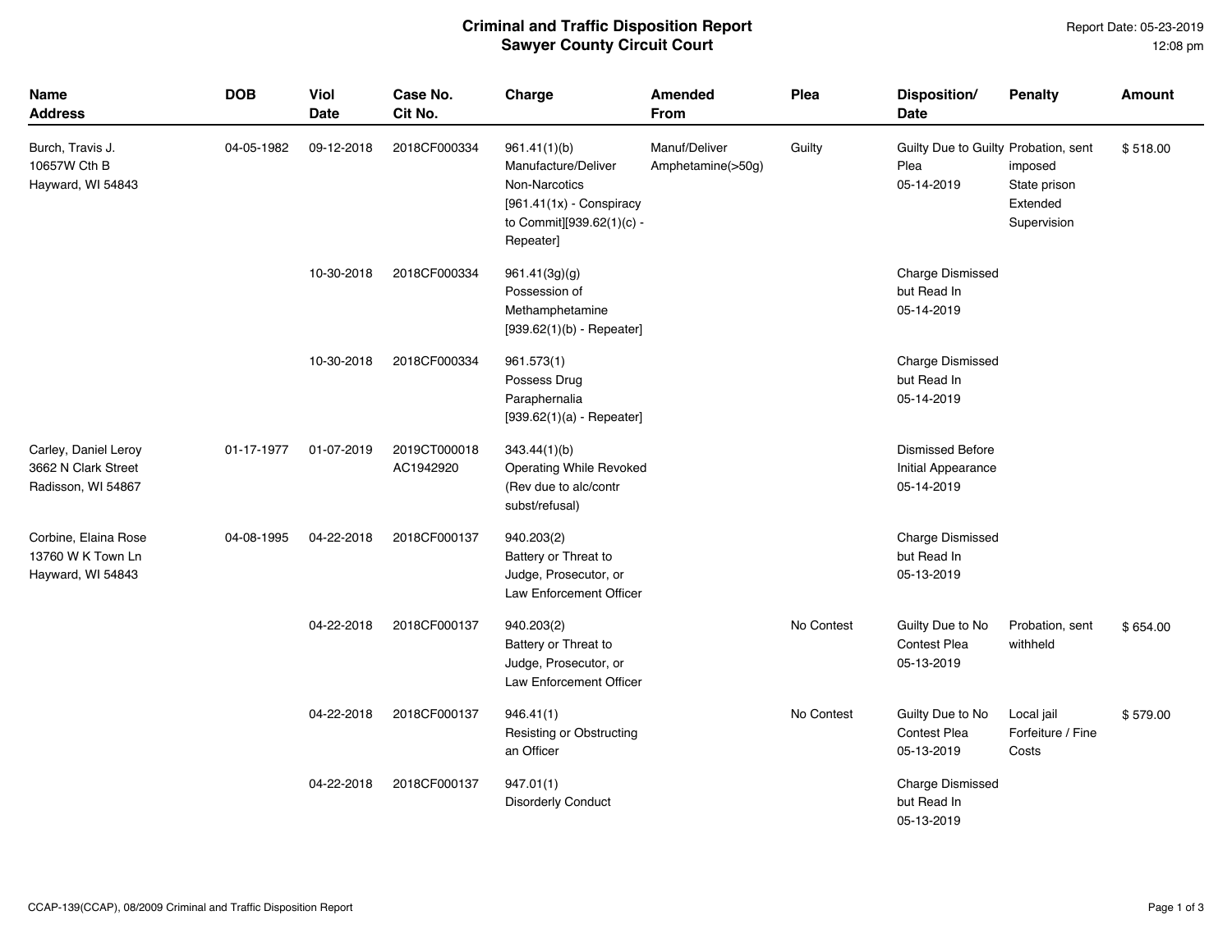**Criminal and Traffic Disposition Report**
**Sawyer County Circuit Court**

Report Date: 05-23-2019
12:08 pm

| Name Address | DOB | Viol Date | Case No. Cit No. | Charge | Amended From | Plea | Disposition/ Date | Penalty | Amount |
|---|---|---|---|---|---|---|---|---|---|
| Burch, Travis J. 10657W Cth B Hayward, WI 54843 | 04-05-1982 | 09-12-2018 | 2018CF000334 | 961.41(1)(b) Manufacture/Deliver Non-Narcotics [961.41(1x) - Conspiracy to Commit][939.62(1)(c) - Repeater] | Manuf/Deliver Amphetamine(>50g) | Guilty | Guilty Due to Guilty Plea 05-14-2019 | Probation, sent imposed State prison Extended Supervision | $ 518.00 |
| | | 10-30-2018 | 2018CF000334 | 961.41(3g)(g) Possession of Methamphetamine [939.62(1)(b) - Repeater] | | | Charge Dismissed but Read In 05-14-2019 | | |
| | | 10-30-2018 | 2018CF000334 | 961.573(1) Possess Drug Paraphernalia [939.62(1)(a) - Repeater] | | | Charge Dismissed but Read In 05-14-2019 | | |
| Carley, Daniel Leroy 3662 N Clark Street Radisson, WI 54867 | 01-17-1977 | 01-07-2019 | 2019CT000018 AC1942920 | 343.44(1)(b) Operating While Revoked (Rev due to alc/contr subst/refusal) | | | Dismissed Before Initial Appearance 05-14-2019 | | |
| Corbine, Elaina Rose 13760 W K Town Ln Hayward, WI 54843 | 04-08-1995 | 04-22-2018 | 2018CF000137 | 940.203(2) Battery or Threat to Judge, Prosecutor, or Law Enforcement Officer | | | Charge Dismissed but Read In 05-13-2019 | | |
| | | 04-22-2018 | 2018CF000137 | 940.203(2) Battery or Threat to Judge, Prosecutor, or Law Enforcement Officer | | No Contest | Guilty Due to No Contest Plea 05-13-2019 | Probation, sent withheld | $ 654.00 |
| | | 04-22-2018 | 2018CF000137 | 946.41(1) Resisting or Obstructing an Officer | | No Contest | Guilty Due to No Contest Plea 05-13-2019 | Local jail Forfeiture / Fine Costs | $ 579.00 |
| | | 04-22-2018 | 2018CF000137 | 947.01(1) Disorderly Conduct | | | Charge Dismissed but Read In 05-13-2019 | | |

CCAP-139(CCAP), 08/2009 Criminal and Traffic Disposition Report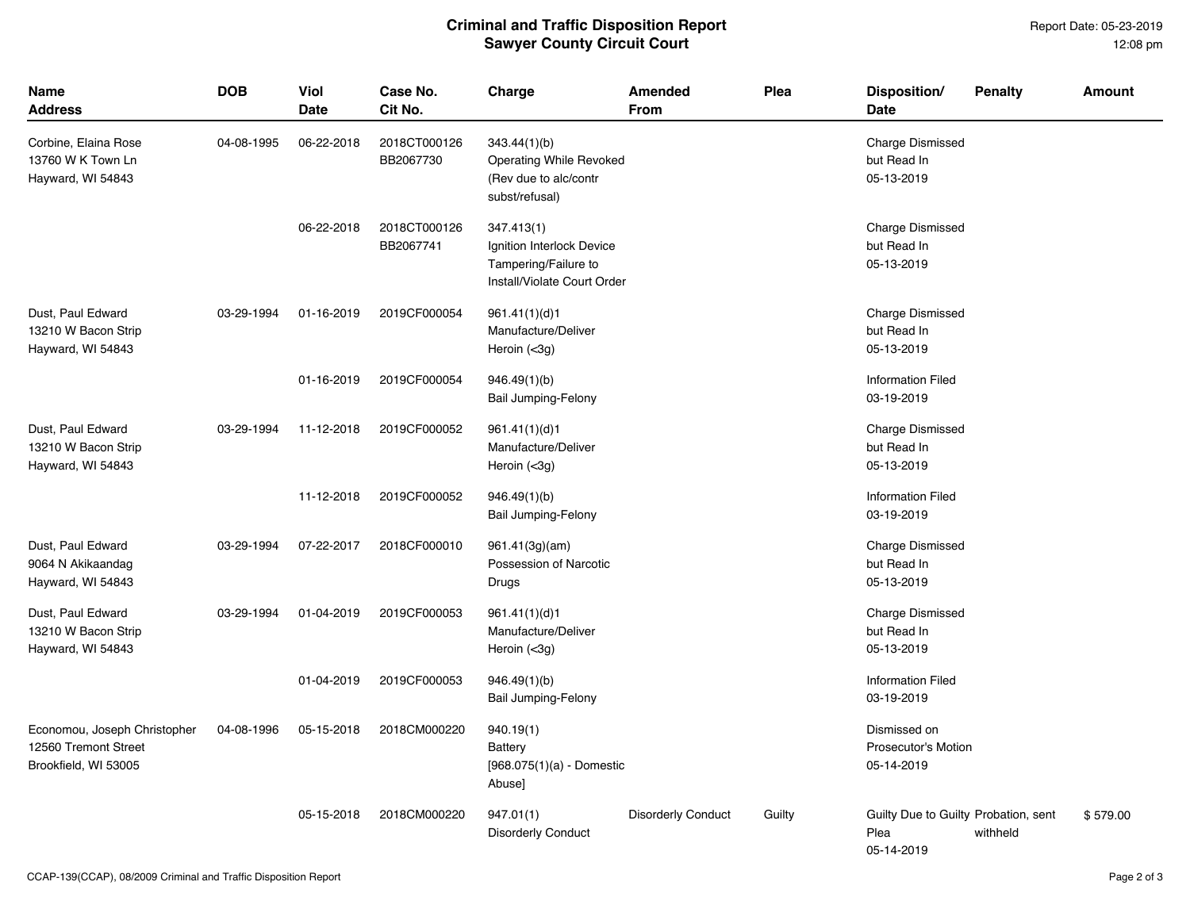# Criminal and Traffic Disposition Report
## Sawyer County Circuit Court

Report Date: 05-23-2019
12:08 pm

| Name Address | DOB | Viol Date | Case No. Cit No. | Charge | Amended From | Plea | Disposition/ Date | Penalty | Amount |
|---|---|---|---|---|---|---|---|---|---|
| Corbine, Elaina Rose 13760 W K Town Ln Hayward, WI 54843 | 04-08-1995 | 06-22-2018 | 2018CT000126 BB2067730 | 343.44(1)(b) Operating While Revoked (Rev due to alc/contr subst/refusal) | | | Charge Dismissed but Read In 05-13-2019 | | |
| | | 06-22-2018 | 2018CT000126 BB2067741 | 347.413(1) Ignition Interlock Device Tampering/Failure to Install/Violate Court Order | | | Charge Dismissed but Read In 05-13-2019 | | |
| Dust, Paul Edward 13210 W Bacon Strip Hayward, WI 54843 | 03-29-1994 | 01-16-2019 | 2019CF000054 | 961.41(1)(d)1 Manufacture/Deliver Heroin (<3g) | | | Charge Dismissed but Read In 05-13-2019 | | |
| | | 01-16-2019 | 2019CF000054 | 946.49(1)(b) Bail Jumping-Felony | | | Information Filed 03-19-2019 | | |
| Dust, Paul Edward 13210 W Bacon Strip Hayward, WI 54843 | 03-29-1994 | 11-12-2018 | 2019CF000052 | 961.41(1)(d)1 Manufacture/Deliver Heroin (<3g) | | | Charge Dismissed but Read In 05-13-2019 | | |
| | | 11-12-2018 | 2019CF000052 | 946.49(1)(b) Bail Jumping-Felony | | | Information Filed 03-19-2019 | | |
| Dust, Paul Edward 9064 N Akikaandag Hayward, WI 54843 | 03-29-1994 | 07-22-2017 | 2018CF000010 | 961.41(3g)(am) Possession of Narcotic Drugs | | | Charge Dismissed but Read In 05-13-2019 | | |
| Dust, Paul Edward 13210 W Bacon Strip Hayward, WI 54843 | 03-29-1994 | 01-04-2019 | 2019CF000053 | 961.41(1)(d)1 Manufacture/Deliver Heroin (<3g) | | | Charge Dismissed but Read In 05-13-2019 | | |
| | | 01-04-2019 | 2019CF000053 | 946.49(1)(b) Bail Jumping-Felony | | | Information Filed 03-19-2019 | | |
| Economou, Joseph Christopher 12560 Tremont Street Brookfield, WI 53005 | 04-08-1996 | 05-15-2018 | 2018CM000220 | 940.19(1) Battery [968.075(1)(a) - Domestic Abuse] | | | Dismissed on Prosecutor's Motion 05-14-2019 | | |
| | | 05-15-2018 | 2018CM000220 | 947.01(1) Disorderly Conduct | Disorderly Conduct | Guilty | Guilty Due to Guilty Plea 05-14-2019 | Probation, sent withheld | $ 579.00 |

CCAP-139(CCAP), 08/2009 Criminal and Traffic Disposition Report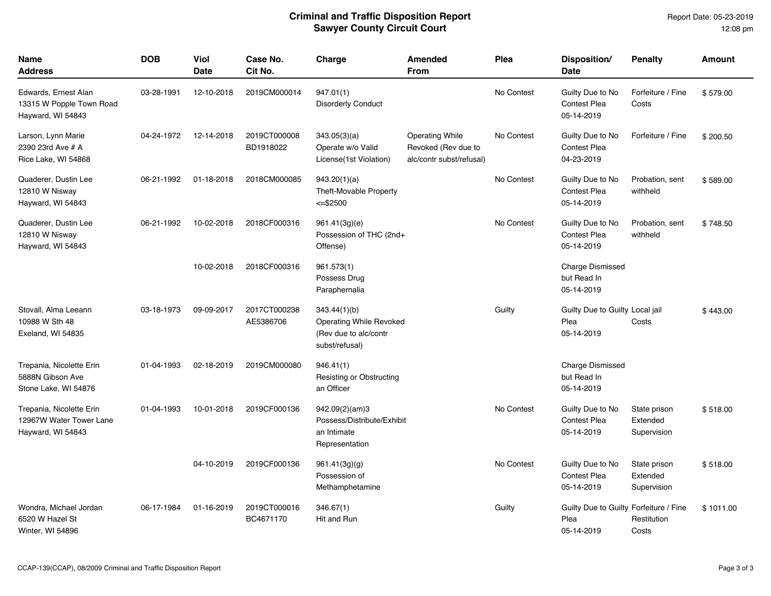**Criminal and Traffic Disposition Report**
**Sawyer County Circuit Court**

Report Date: 05-23-2019
12:08 pm

| Name Address | DOB | Viol Date | Case No. Cit No. | Charge | Amended From | Plea | Disposition/ Date | Penalty | Amount |
|---|---|---|---|---|---|---|---|---|---|
| Edwards, Ernest Alan 13315 W Popple Town Road Hayward, WI 54843 | 03-28-1991 | 12-10-2018 | 2019CM000014 | 947.01(1) Disorderly Conduct | | No Contest | Guilty Due to No Contest Plea 05-14-2019 | Forfeiture / Fine Costs | $ 579.00 |
| Larson, Lynn Marie 2390 23rd Ave # A Rice Lake, WI 54868 | 04-24-1972 | 12-14-2018 | 2019CT000008 BD1918022 | 343.05(3)(a) Operate w/o Valid License(1st Violation) | Operating While Revoked (Rev due to alc/contr subst/refusal) | No Contest | Guilty Due to No Contest Plea 04-23-2019 | Forfeiture / Fine | $ 200.50 |
| Quaderer, Dustin Lee 12810 W Nisway Hayward, WI 54843 | 06-21-1992 | 01-18-2018 | 2018CM000085 | 943.20(1)(a) Theft-Movable Property <=$2500 | | No Contest | Guilty Due to No Contest Plea 05-14-2019 | Probation, sent withheld | $ 589.00 |
| Quaderer, Dustin Lee 12810 W Nisway Hayward, WI 54843 | 06-21-1992 | 10-02-2018 | 2018CF000316 | 961.41(3g)(e) Possession of THC (2nd+ Offense) | | No Contest | Guilty Due to No Contest Plea 05-14-2019 | Probation, sent withheld | $ 748.50 |
| | | 10-02-2018 | 2018CF000316 | 961.573(1) Possess Drug Paraphernalia | | | Charge Dismissed but Read In 05-14-2019 | | |
| Stovall, Alma Leeann 10988 W Sth 48 Exeland, WI 54835 | 03-18-1973 | 09-09-2017 | 2017CT000238 AE5386706 | 343.44(1)(b) Operating While Revoked (Rev due to alc/contr subst/refusal) | | Guilty | Guilty Due to Guilty Plea 05-14-2019 | Local jail Costs | $ 443.00 |
| Trepania, Nicolette Erin 5888N Gibson Ave Stone Lake, WI 54876 | 01-04-1993 | 02-18-2019 | 2019CM000080 | 946.41(1) Resisting or Obstructing an Officer | | | Charge Dismissed but Read In 05-14-2019 | | |
| Trepania, Nicolette Erin 12967W Water Tower Lane Hayward, WI 54843 | 01-04-1993 | 10-01-2018 | 2019CF000136 | 942.09(2)(am)3 Possess/Distribute/Exhibit an Intimate Representation | | No Contest | Guilty Due to No Contest Plea 05-14-2019 | State prison Extended Supervision | $ 518.00 |
| | | 04-10-2019 | 2019CF000136 | 961.41(3g)(g) Possession of Methamphetamine | | No Contest | Guilty Due to No Contest Plea 05-14-2019 | State prison Extended Supervision | $ 518.00 |
| Wondra, Michael Jordan 6520 W Hazel St Winter, WI 54896 | 06-17-1984 | 01-16-2019 | 2019CT000016 BC4671170 | 346.67(1) Hit and Run | | Guilty | Guilty Due to Guilty Plea 05-14-2019 | Forfeiture / Fine Restitution Costs | $ 1011.00 |

CCAP-139(CCAP), 08/2009 Criminal and Traffic Disposition Report